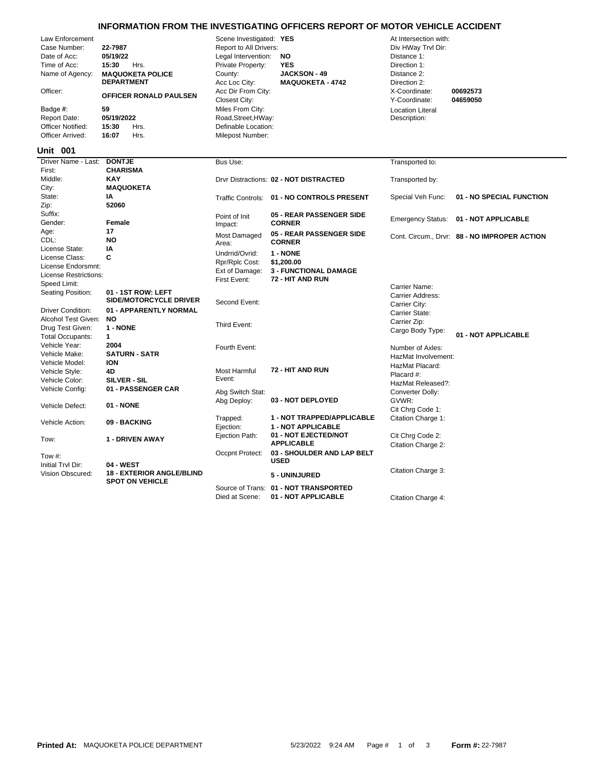# INFORMATION FROM THE INVESTIGATING OFFICERS REPORT OF MOTOR VEHICLE ACCIDENT

| Field | Value | Field | Value | Field | Value |
|---|---|---|---|---|---|
| Law Enforcement | | Scene Investigated: | YES | At Intersection with: | |
| Case Number: | 22-7987 | Report to All Drivers: | | Div HWay Trvl Dir: | |
| Date of Acc: | 05/19/22 | Legal Intervention: | NO | Distance 1: | |
| Time of Acc: | 15:30 Hrs. | Private Property: | YES | Direction 1: | |
| Name of Agency: | MAQUOKETA POLICE DEPARTMENT | County: | JACKSON - 49 | Distance 2: | |
| | | Acc Loc City: | MAQUOKETA - 4742 | Direction 2: | |
| Officer: | OFFICER RONALD PAULSEN | Acc Dir From City: | | X-Coordinate: | 00692573 |
| | | Closest City: | | Y-Coordinate: | 04659050 |
| Badge #: | 59 | Miles From City: | | Location Literal Description: | |
| Report Date: | 05/19/2022 | Road,Street,HWay: | | | |
| Officer Notified: | 15:30 Hrs. | Definable Location: | | | |
| Officer Arrived: | 16:07 Hrs. | Milepost Number: | | | |

## Unit 001

| Field | Value | Field | Value | Field | Value |
|---|---|---|---|---|---|
| Driver Name - Last: | DONTJE | Bus Use: | | Transported to: | |
| First: | CHARISMA | | | | |
| Middle: | KAY | Drvr Distractions: | 02 - NOT DISTRACTED | Transported by: | |
| City: | MAQUOKETA | | | | |
| State: | IA | Traffic Controls: | 01 - NO CONTROLS PRESENT | Special Veh Func: | 01 - NO SPECIAL FUNCTION |
| Zip: | 52060 | | | | |
| Suffix: | | Point of Init Impact: | 05 - REAR PASSENGER SIDE CORNER | Emergency Status: | 01 - NOT APPLICABLE |
| Gender: | Female | | | | |
| Age: | 17 | Most Damaged Area: | 05 - REAR PASSENGER SIDE CORNER | Cont. Circum., Drvr: | 88 - NO IMPROPER ACTION |
| CDL: | NO | | | | |
| License State: | IA | Undrrid/Ovrid: | 1 - NONE | | |
| License Class: | C | Rpr/Rplc Cost: | $1,200.00 | | |
| License Endorsmnt: | | Ext of Damage: | 3 - FUNCTIONAL DAMAGE | | |
| License Restrictions: | | First Event: | 72 - HIT AND RUN | | |
| Speed Limit: | | | | Carrier Name: | |
| Seating Position: | 01 - 1ST ROW: LEFT SIDE/MOTORCYCLE DRIVER | Second Event: | | Carrier Address: | |
| | | | | Carrier City: | |
| Driver Condition: | 01 - APPARENTLY NORMAL | | | Carrier State: | |
| Alcohol Test Given: | NO | Third Event: | | Carrier Zip: | |
| Drug Test Given: | 1 - NONE | | | Cargo Body Type: | 01 - NOT APPLICABLE |
| Total Occupants: | 1 | | | | |
| Vehicle Year: | 2004 | Fourth Event: | | Number of Axles: | |
| Vehicle Make: | SATURN - SATR | | | HazMat Involvement: | |
| Vehicle Model: | ION | | | HazMat Placard: | |
| Vehicle Style: | 4D | Most Harmful Event: | 72 - HIT AND RUN | Placard #: | |
| Vehicle Color: | SILVER - SIL | | | HazMat Released?: | |
| Vehicle Config: | 01 - PASSENGER CAR | Abg Switch Stat: | | Converter Dolly: | |
| Vehicle Defect: | 01 - NONE | Abg Deploy: | 03 - NOT DEPLOYED | GVWR: | |
| | | | | Cit Chrg Code 1: | |
| Vehicle Action: | 09 - BACKING | Trapped: | 1 - NOT TRAPPED/APPLICABLE | Citation Charge 1: | |
| | | Ejection: | 1 - NOT APPLICABLE | | |
| Tow: | 1 - DRIVEN AWAY | Ejection Path: | 01 - NOT EJECTED/NOT APPLICABLE | Cit Chrg Code 2: | |
| | | | | Citation Charge 2: | |
| Tow #: | | Occpnt Protect: | 03 - SHOULDER AND LAP BELT USED | | |
| Initial Trvl Dir: | 04 - WEST | | | | |
| Vision Obscured: | 18 - EXTERIOR ANGLE/BLIND SPOT ON VEHICLE | | 5 - UNINJURED | Citation Charge 3: | |
| | | Source of Trans: | 01 - NOT TRANSPORTED | | |
| | | Died at Scene: | 01 - NOT APPLICABLE | Citation Charge 4: | |

**Printed At:** MAQUOKETA POLICE DEPARTMENT 5/23/2022 9:24 AM **Form #:** 22-7987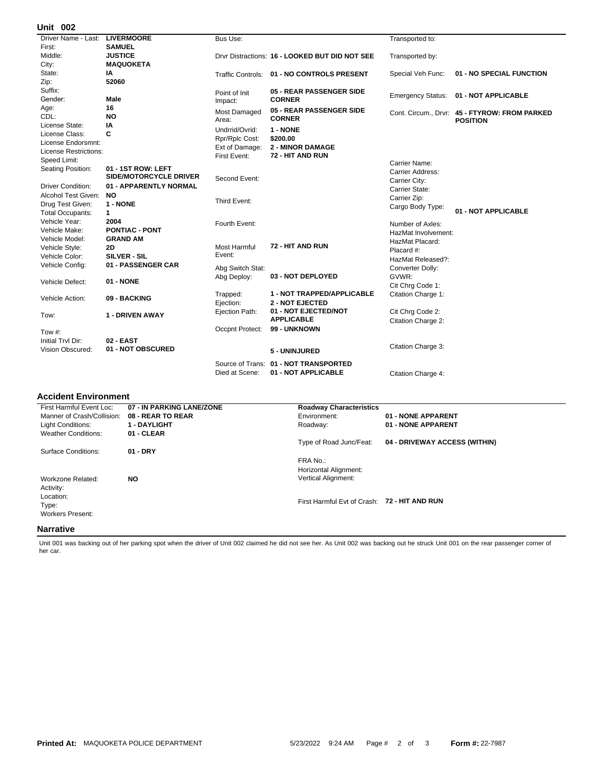## Unit 002

| Field | Value | Field | Value | Field | Value |
|---|---|---|---|---|---|
| Driver Name - Last: | LIVERMOORE | Bus Use: | | Transported to: | |
| First: | SAMUEL | | | | |
| Middle: | JUSTICE | Drvr Distractions: | 16 - LOOKED BUT DID NOT SEE | Transported by: | |
| City: | MAQUOKETA | | | | |
| State: | IA | Traffic Controls: | 01 - NO CONTROLS PRESENT | Special Veh Func: | 01 - NO SPECIAL FUNCTION |
| Zip: | 52060 | | | | |
| Suffix: | | Point of Init Impact: | 05 - REAR PASSENGER SIDE CORNER | Emergency Status: | 01 - NOT APPLICABLE |
| Gender: | Male | | | | |
| Age: | 16 | Most Damaged Area: | 05 - REAR PASSENGER SIDE CORNER | Cont. Circum., Drvr: | 45 - FTYROW: FROM PARKED POSITION |
| CDL: | NO | | | | |
| License State: | IA | Undrrid/Ovrid: | 1 - NONE | | |
| License Class: | C | Rpr/Rplc Cost: | $200.00 | | |
| License Endorsmnt: | | Ext of Damage: | 2 - MINOR DAMAGE | | |
| License Restrictions: | | First Event: | 72 - HIT AND RUN | | |
| Speed Limit: | | | | Carrier Name: | |
| Seating Position: | 01 - 1ST ROW: LEFT SIDE/MOTORCYCLE DRIVER | Second Event: | | Carrier Address: | |
| | | | | Carrier City: | |
| Driver Condition: | 01 - APPARENTLY NORMAL | | | Carrier State: | |
| Alcohol Test Given: | NO | Third Event: | | Carrier Zip: | |
| Drug Test Given: | 1 - NONE | | | Cargo Body Type: | 01 - NOT APPLICABLE |
| Total Occupants: | 1 | | | | |
| Vehicle Year: | 2004 | Fourth Event: | | Number of Axles: | |
| Vehicle Make: | PONTIAC - PONT | | | HazMat Involvement: | |
| Vehicle Model: | GRAND AM | | | HazMat Placard: | |
| Vehicle Style: | 2D | Most Harmful Event: | 72 - HIT AND RUN | Placard #: | |
| Vehicle Color: | SILVER - SIL | | | HazMat Released?: | |
| Vehicle Config: | 01 - PASSENGER CAR | Abg Switch Stat: | | Converter Dolly: | |
| Vehicle Defect: | 01 - NONE | Abg Deploy: | 03 - NOT DEPLOYED | GVWR: | |
| | | | | Cit Chrg Code 1: | |
| Vehicle Action: | 09 - BACKING | Trapped: | 1 - NOT TRAPPED/APPLICABLE | Citation Charge 1: | |
| | | Ejection: | 2 - NOT EJECTED | | |
| Tow: | 1 - DRIVEN AWAY | Ejection Path: | 01 - NOT EJECTED/NOT APPLICABLE | Cit Chrg Code 2: | |
| | | | | Citation Charge 2: | |
| Tow #: | | Occpnt Protect: | 99 - UNKNOWN | | |
| Initial Trvl Dir: | 02 - EAST | | | | |
| Vision Obscured: | 01 - NOT OBSCURED | | 5 - UNINJURED | Citation Charge 3: | |
| | | Source of Trans: | 01 - NOT TRANSPORTED | | |
| | | Died at Scene: | 01 - NOT APPLICABLE | Citation Charge 4: | |

## Accident Environment

| Field | Value | Field | Value |
|---|---|---|---|
| First Harmful Event Loc: | 07 - IN PARKING LANE/ZONE | **Roadway Characteristics** | |
| Manner of Crash/Collision: | 08 - REAR TO REAR | Environment: | 01 - NONE APPARENT |
| Light Conditions: | 1 - DAYLIGHT | Roadway: | 01 - NONE APPARENT |
| Weather Conditions: | 01 - CLEAR | | |
| | | Type of Road Junc/Feat: | 04 - DRIVEWAY ACCESS (WITHIN) |
| Surface Conditions: | 01 - DRY | | |
| | | FRA No.: | |
| | | Horizontal Alignment: | |
| Workzone Related: | NO | Vertical Alignment: | |
| Activity: | | | |
| Location: | | | |
| Type: | | First Harmful Evt of Crash: | 72 - HIT AND RUN |
| Workers Present: | | | |

## Narrative

Unit 001 was backing out of her parking spot when the driver of Unit 002 claimed he did not see her. As Unit 002 was backing out he struck Unit 001 on the rear passenger corner of her car.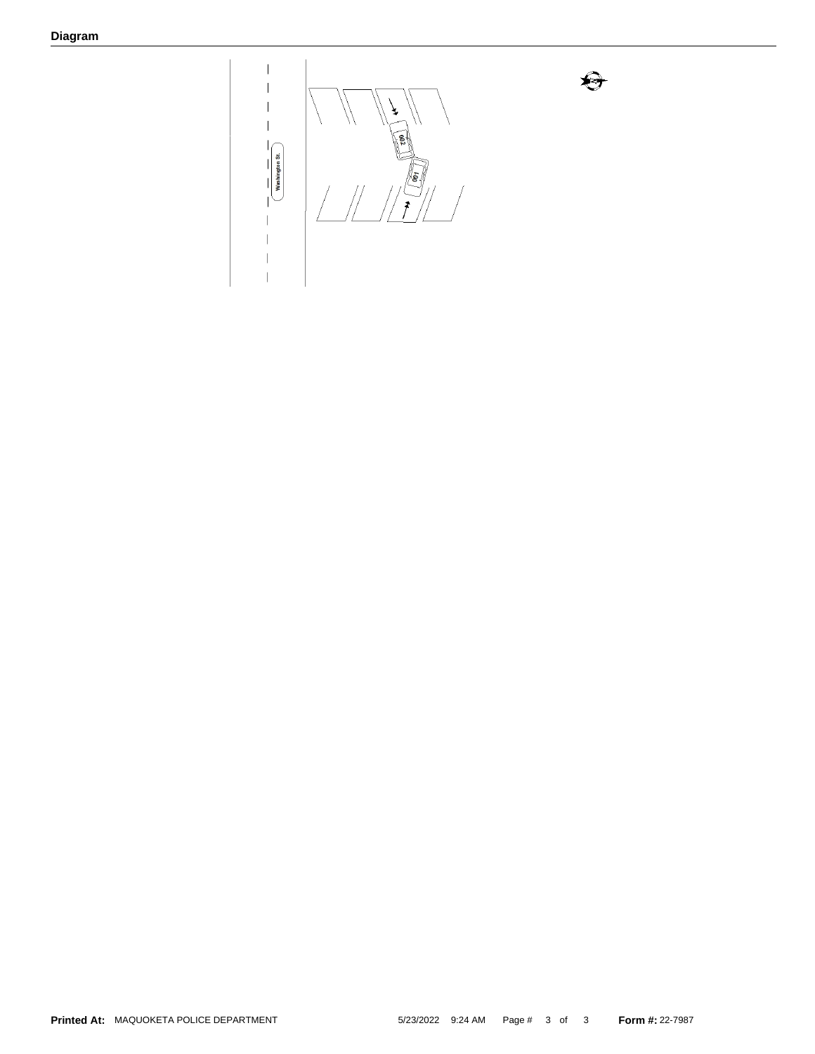## Diagram

Washington St.

002

001